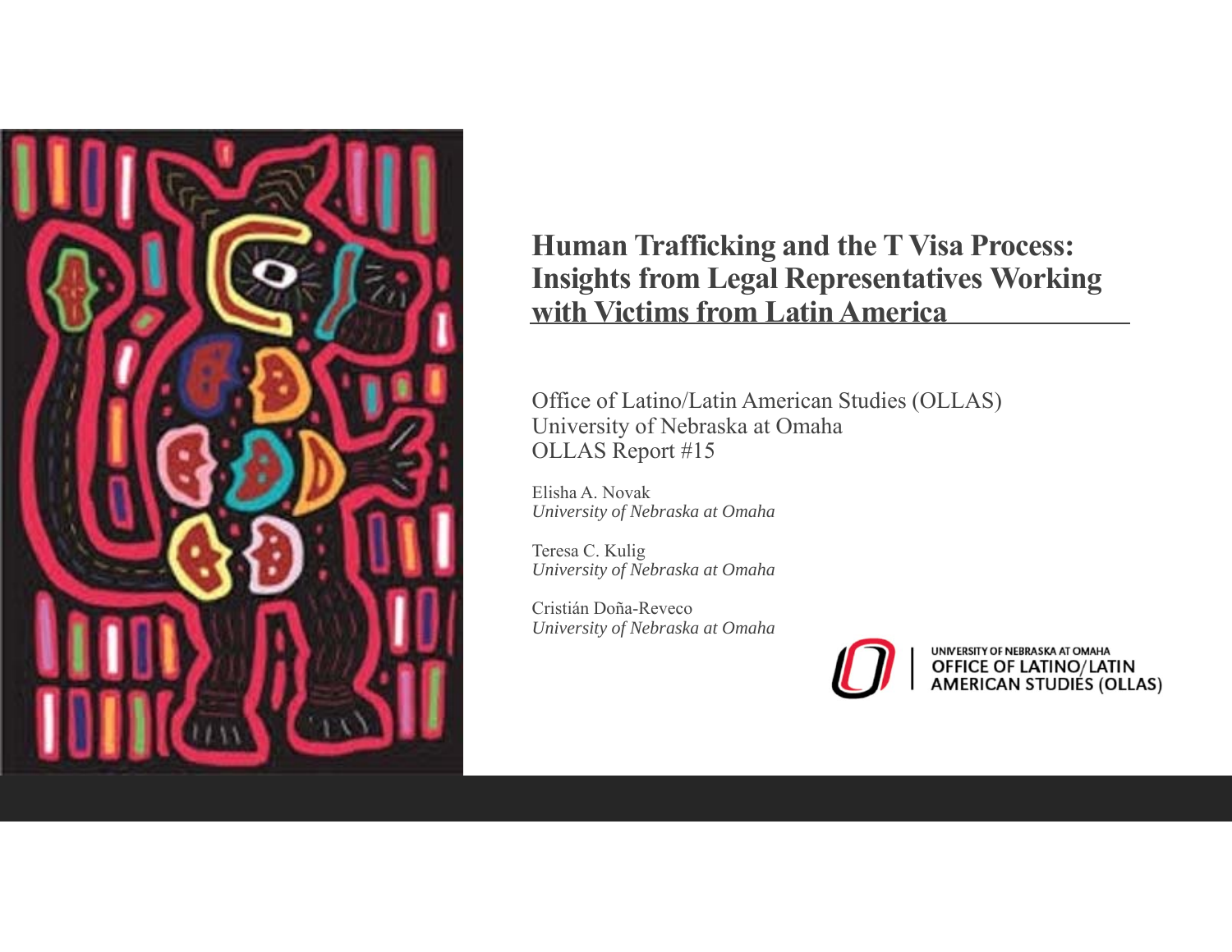# Human Trafficking and the T Visa Process: Insights from Legal Representatives Working with Victims from Latin America

Office of Latino/Latin American Studies (OLLAS)
University of Nebraska at Omaha
OLLAS Report #15

Elisha A. Novak
*University of Nebraska at Omaha*

Teresa C. Kulig
*University of Nebraska at Omaha*

Cristián Doña-Reveco
*University of Nebraska at Omaha*

UNIVERSITY OF NEBRASKA AT OMAHA
OFFICE OF LATINO/LATIN AMERICAN STUDIES (OLLAS)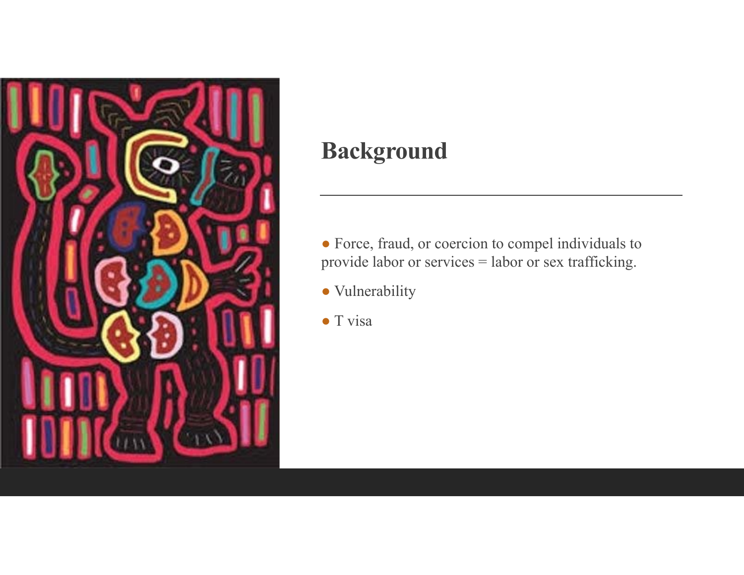## Background

- Force, fraud, or coercion to compel individuals to provide labor or services = labor or sex trafficking.
- Vulnerability
- T visa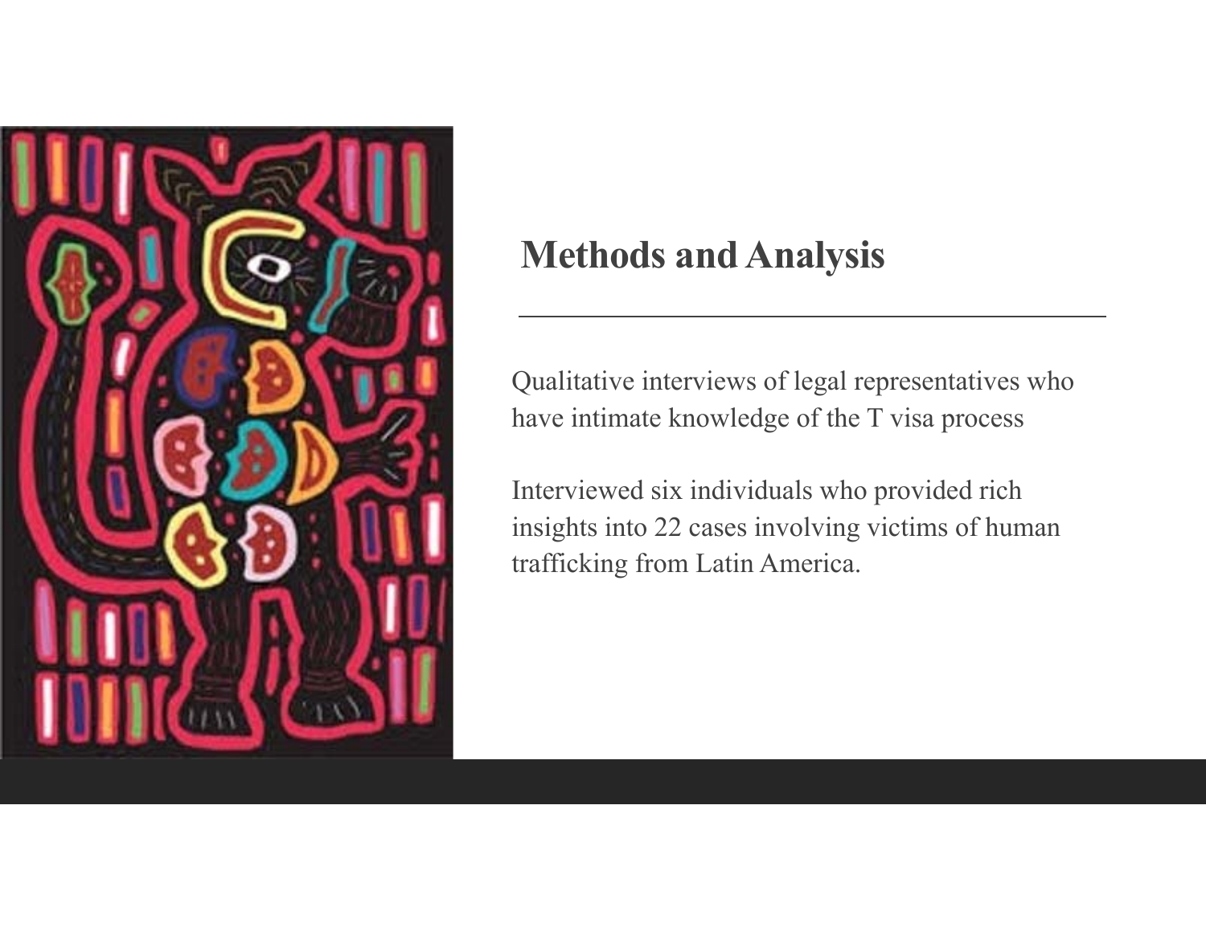## Methods and Analysis

Qualitative interviews of legal representatives who have intimate knowledge of the T visa process

Interviewed six individuals who provided rich insights into 22 cases involving victims of human trafficking from Latin America.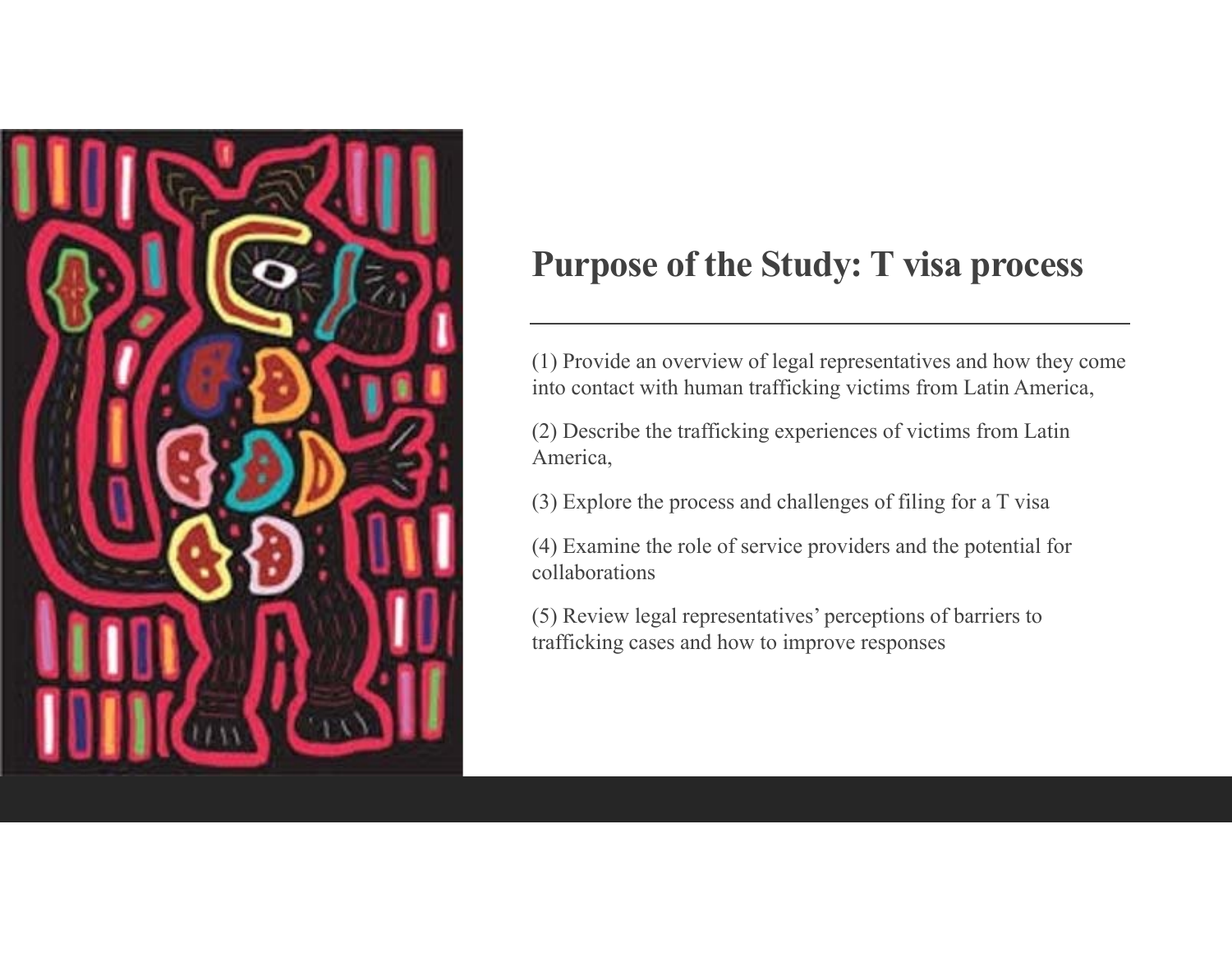# Purpose of the Study: T visa process

(1) Provide an overview of legal representatives and how they come into contact with human trafficking victims from Latin America,

(2) Describe the trafficking experiences of victims from Latin America,

(3) Explore the process and challenges of filing for a T visa

(4) Examine the role of service providers and the potential for collaborations

(5) Review legal representatives' perceptions of barriers to trafficking cases and how to improve responses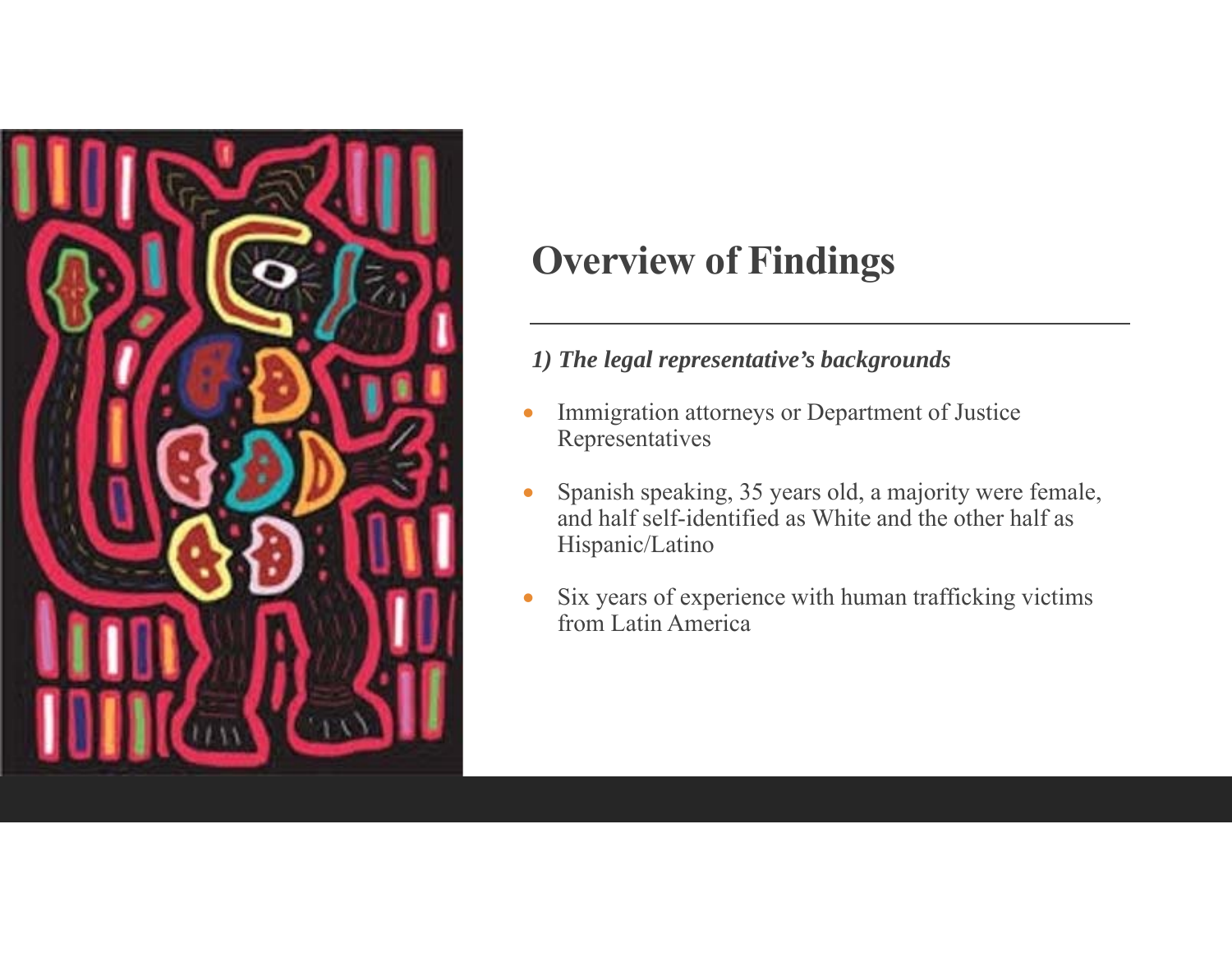# Overview of Findings

***1) The legal representative's backgrounds***

- Immigration attorneys or Department of Justice Representatives
- Spanish speaking, 35 years old, a majority were female, and half self-identified as White and the other half as Hispanic/Latino
- Six years of experience with human trafficking victims from Latin America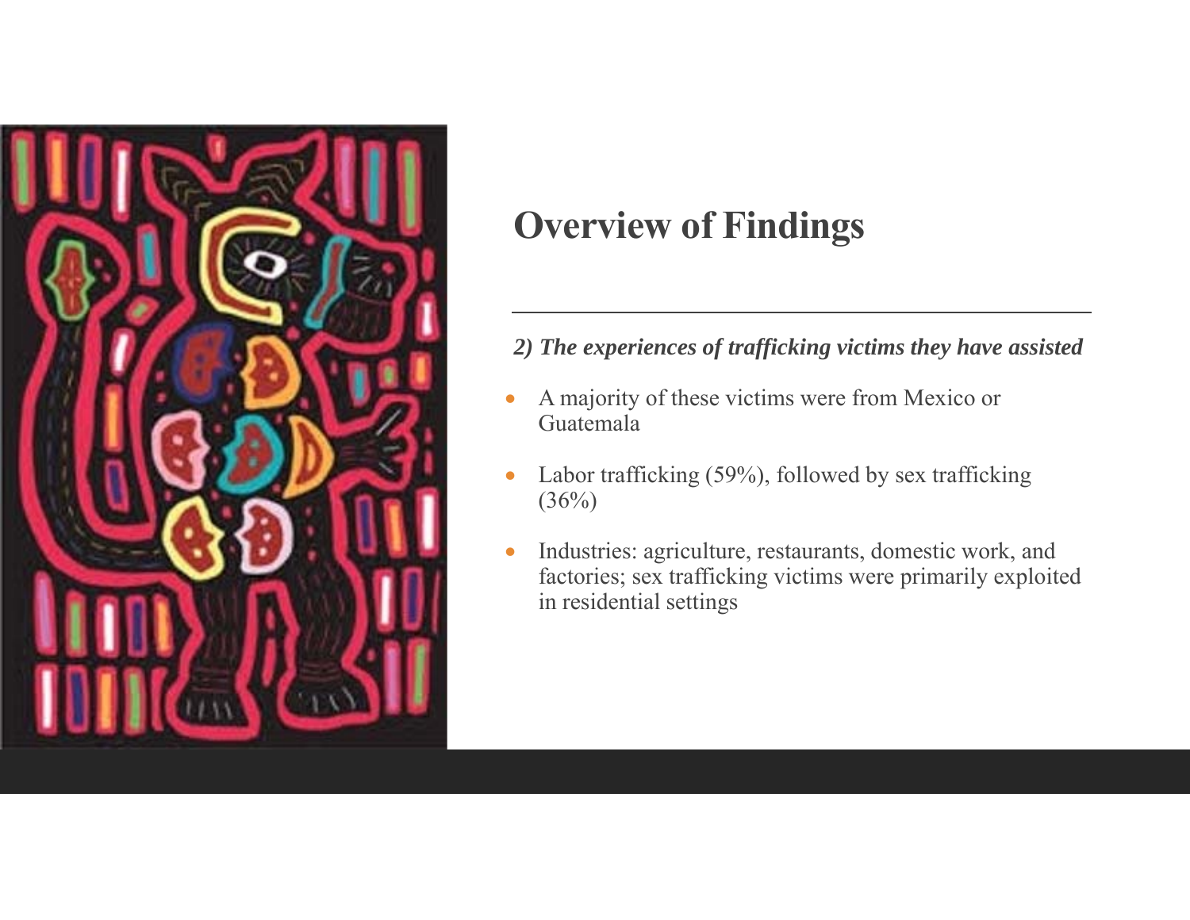# Overview of Findings

***2) The experiences of trafficking victims they have assisted***

- A majority of these victims were from Mexico or Guatemala
- Labor trafficking (59%), followed by sex trafficking (36%)
- Industries: agriculture, restaurants, domestic work, and factories; sex trafficking victims were primarily exploited in residential settings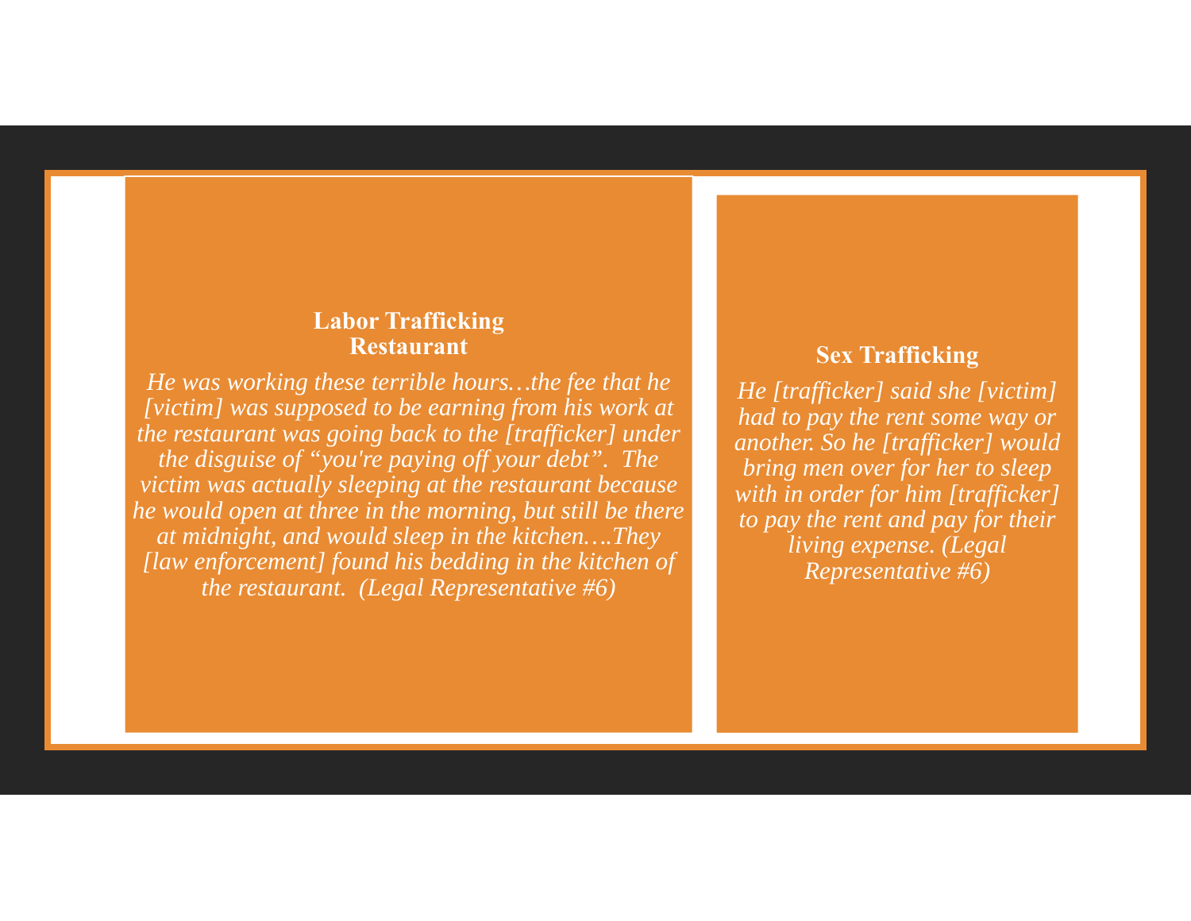**Labor Trafficking**
**Restaurant**

*He was working these terrible hours…the fee that he [victim] was supposed to be earning from his work at the restaurant was going back to the [trafficker] under the disguise of "you're paying off your debt". The victim was actually sleeping at the restaurant because he would open at three in the morning, but still be there at midnight, and would sleep in the kitchen….They [law enforcement] found his bedding in the kitchen of the restaurant. (Legal Representative #6)*

**Sex Trafficking**

*He [trafficker] said she [victim] had to pay the rent some way or another. So he [trafficker] would bring men over for her to sleep with in order for him [trafficker] to pay the rent and pay for their living expense. (Legal Representative #6)*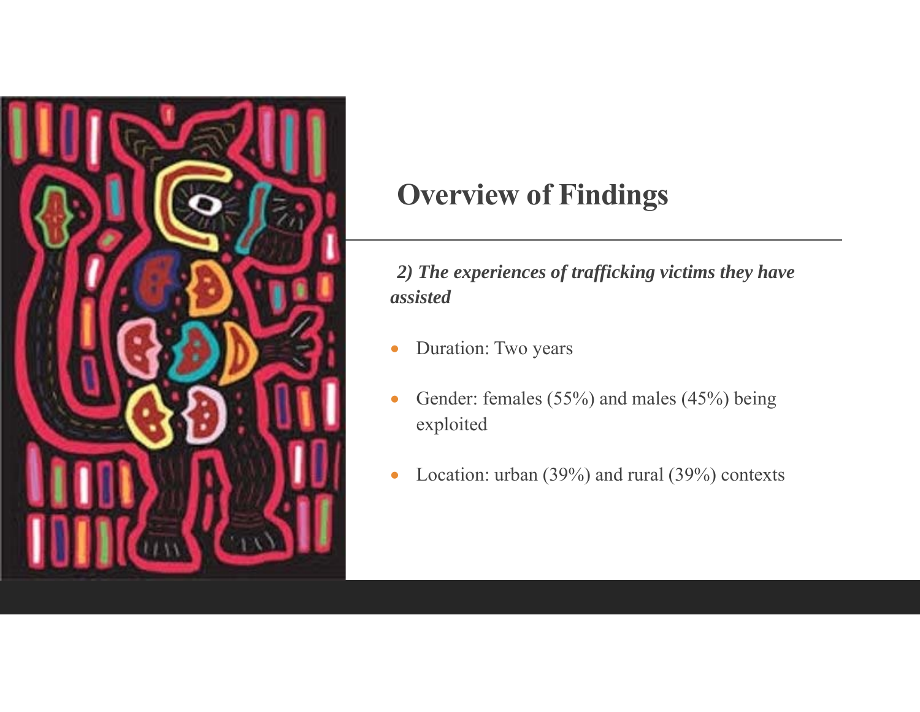## Overview of Findings

***2) The experiences of trafficking victims they have assisted***

- Duration: Two years
- Gender: females (55%) and males (45%) being exploited
- Location: urban (39%) and rural (39%) contexts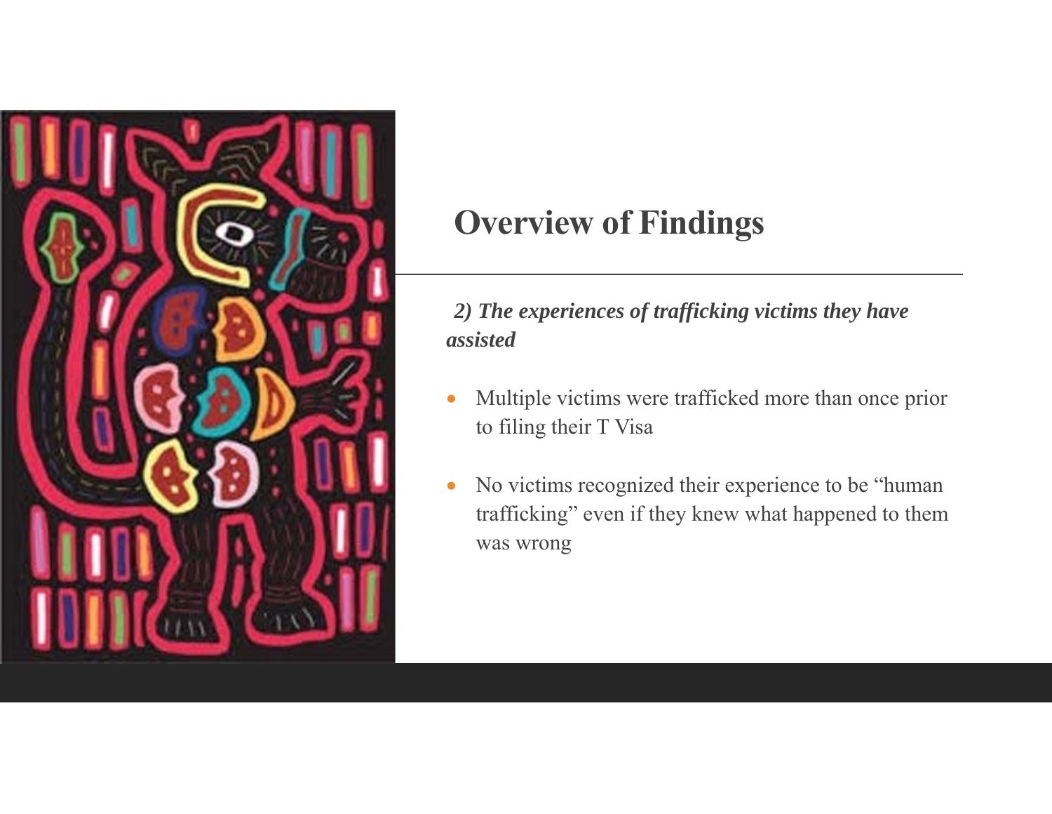# Overview of Findings

***2) The experiences of trafficking victims they have assisted***

- Multiple victims were trafficked more than once prior to filing their T Visa
- No victims recognized their experience to be "human trafficking" even if they knew what happened to them was wrong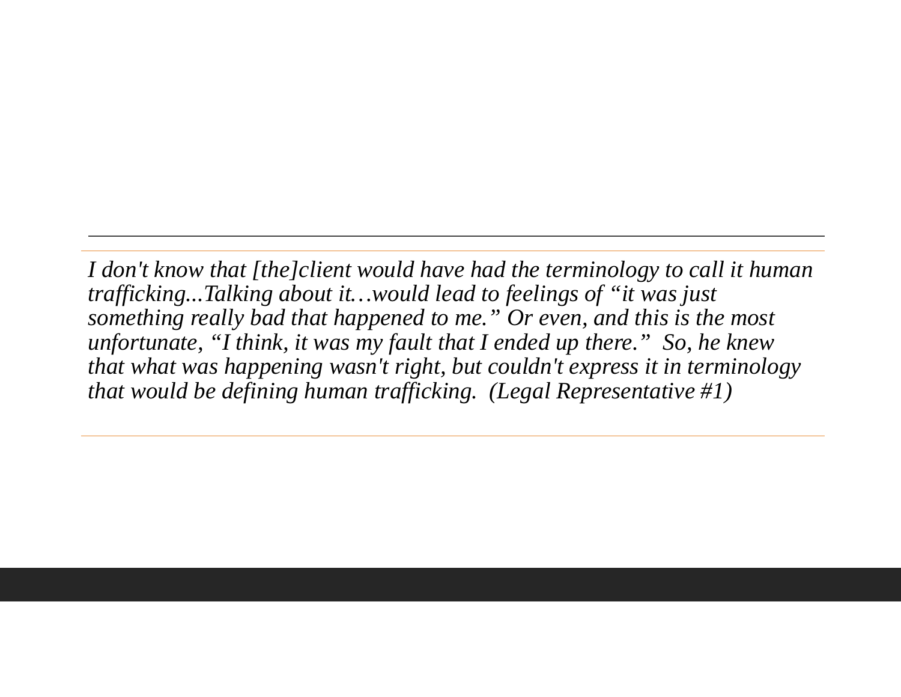*I don't know that [the]client would have had the terminology to call it human trafficking...Talking about it…would lead to feelings of "it was just something really bad that happened to me." Or even, and this is the most unfortunate, "I think, it was my fault that I ended up there." So, he knew that what was happening wasn't right, but couldn't express it in terminology that would be defining human trafficking. (Legal Representative #1)*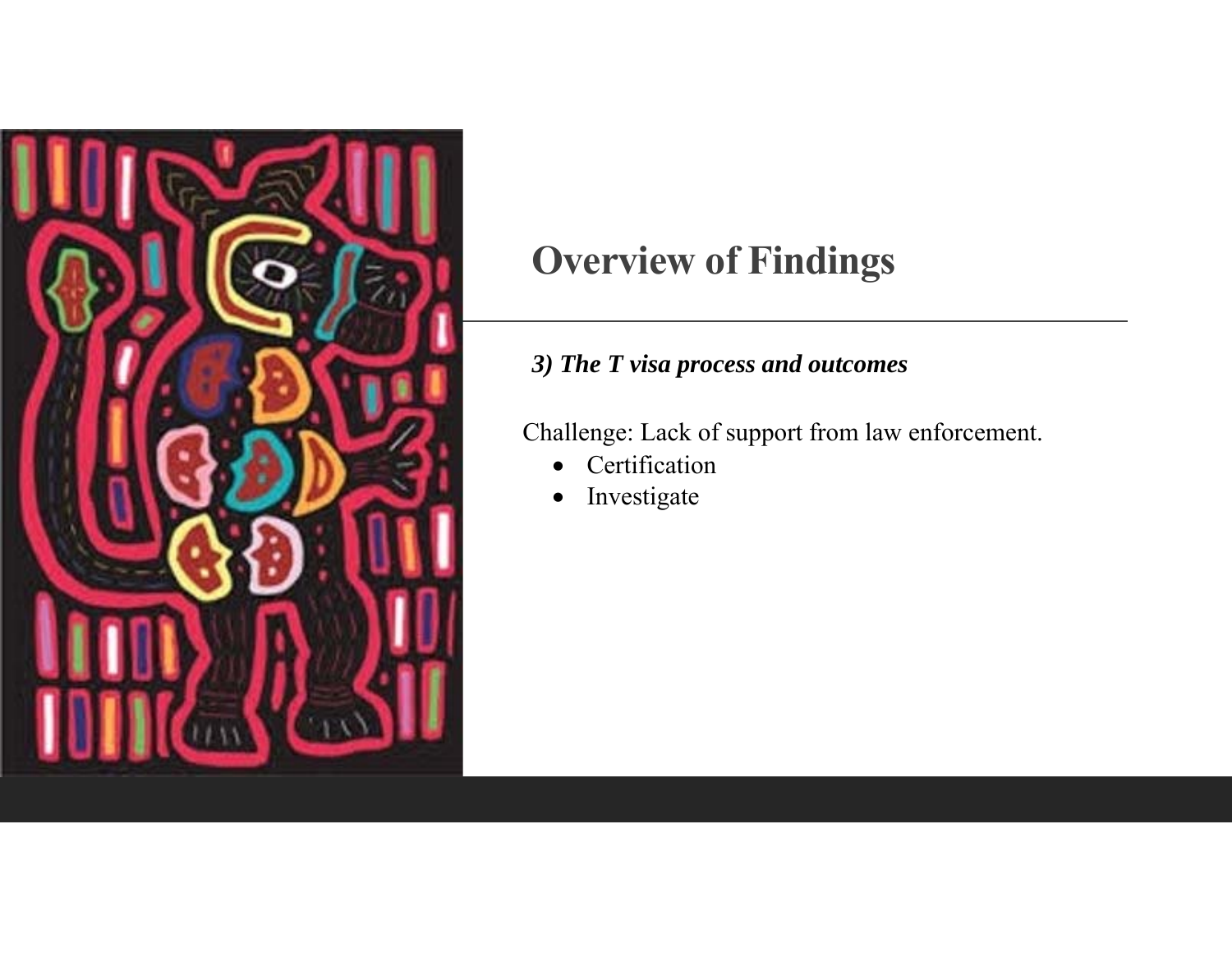# Overview of Findings

***3) The T visa process and outcomes***

Challenge: Lack of support from law enforcement.

- Certification
- Investigate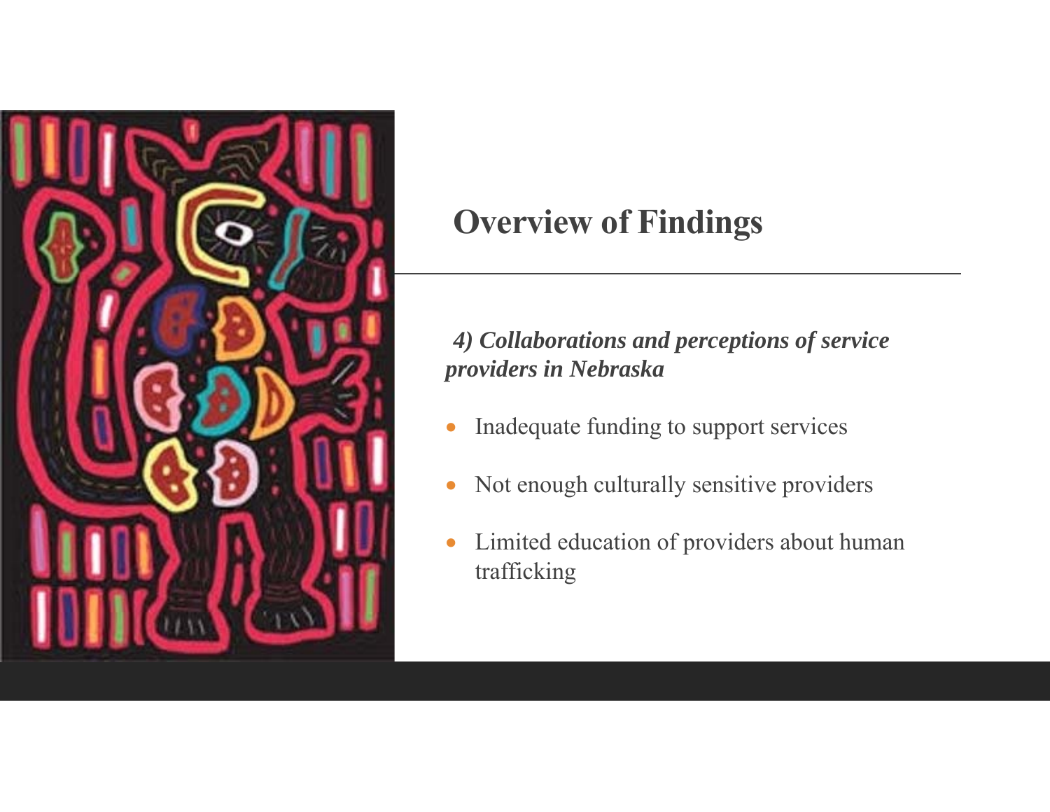# Overview of Findings

***4) Collaborations and perceptions of service providers in Nebraska***

- Inadequate funding to support services
- Not enough culturally sensitive providers
- Limited education of providers about human trafficking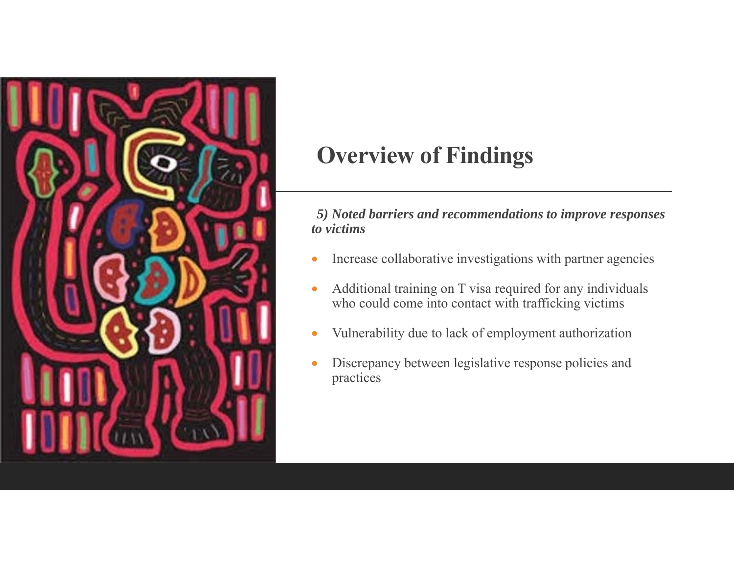# Overview of Findings

***5) Noted barriers and recommendations to improve responses to victims***

- Increase collaborative investigations with partner agencies
- Additional training on T visa required for any individuals who could come into contact with trafficking victims
- Vulnerability due to lack of employment authorization
- Discrepancy between legislative response policies and practices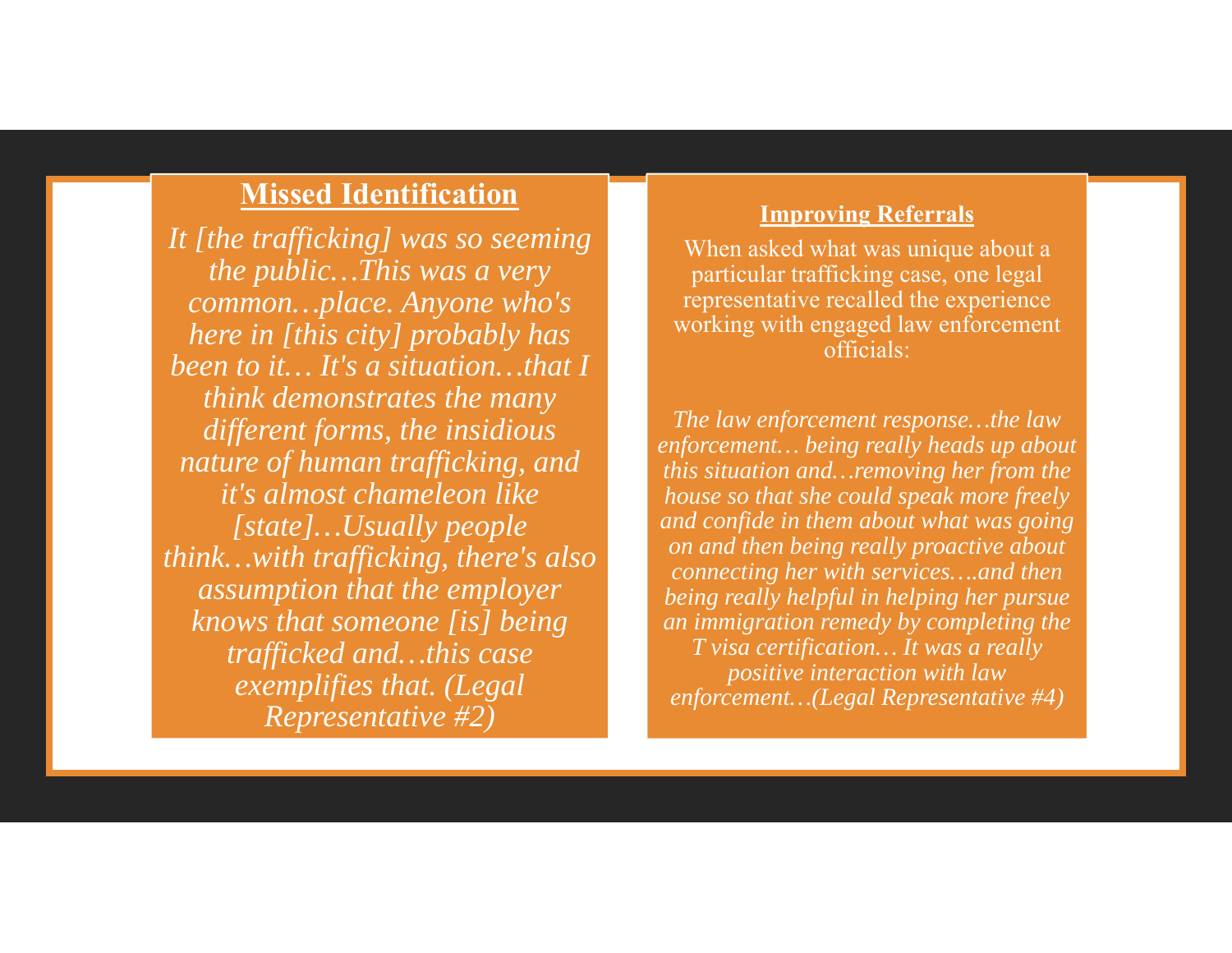## Missed Identification

*It [the trafficking] was so seeming the public…This was a very common…place. Anyone who's here in [this city] probably has been to it… It's a situation…that I think demonstrates the many different forms, the insidious nature of human trafficking, and it's almost chameleon like [state]…Usually people think…with trafficking, there's also assumption that the employer knows that someone [is] being trafficked and…this case exemplifies that. (Legal Representative #2)*

## Improving Referrals

When asked what was unique about a particular trafficking case, one legal representative recalled the experience working with engaged law enforcement officials:

*The law enforcement response…the law enforcement… being really heads up about this situation and…removing her from the house so that she could speak more freely and confide in them about what was going on and then being really proactive about connecting her with services….and then being really helpful in helping her pursue an immigration remedy by completing the T visa certification… It was a really positive interaction with law enforcement…(Legal Representative #4)*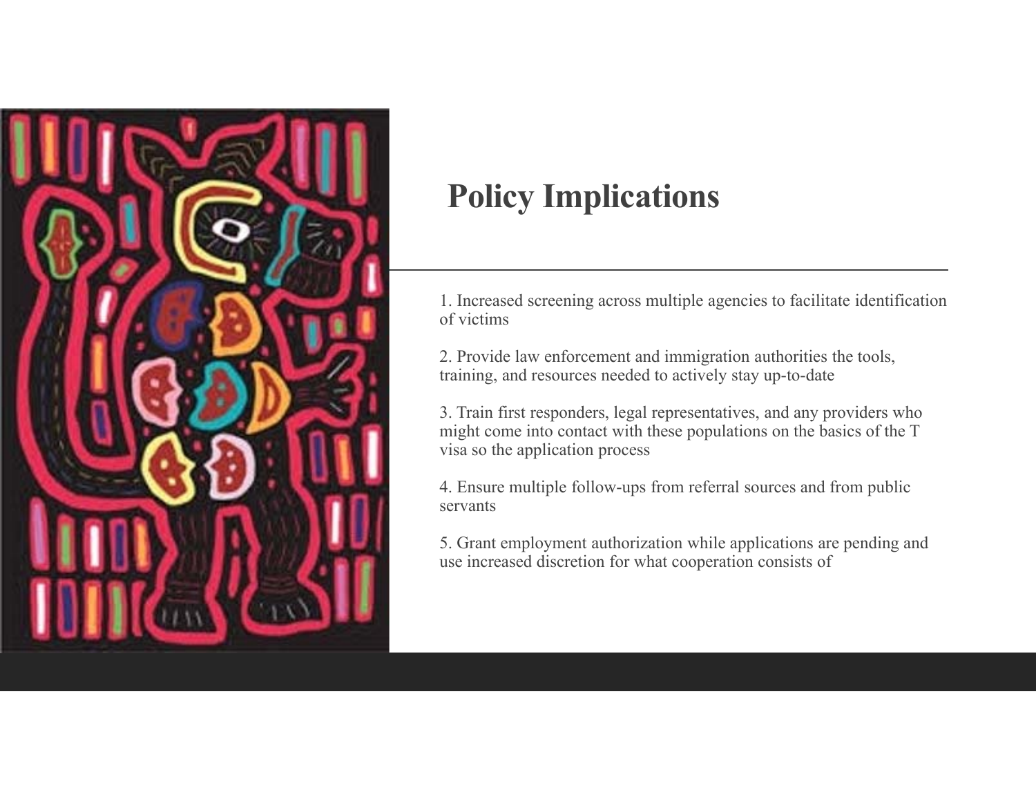# Policy Implications

1. Increased screening across multiple agencies to facilitate identification of victims

2. Provide law enforcement and immigration authorities the tools, training, and resources needed to actively stay up-to-date

3. Train first responders, legal representatives, and any providers who might come into contact with these populations on the basics of the T visa so the application process

4. Ensure multiple follow-ups from referral sources and from public servants

5. Grant employment authorization while applications are pending and use increased discretion for what cooperation consists of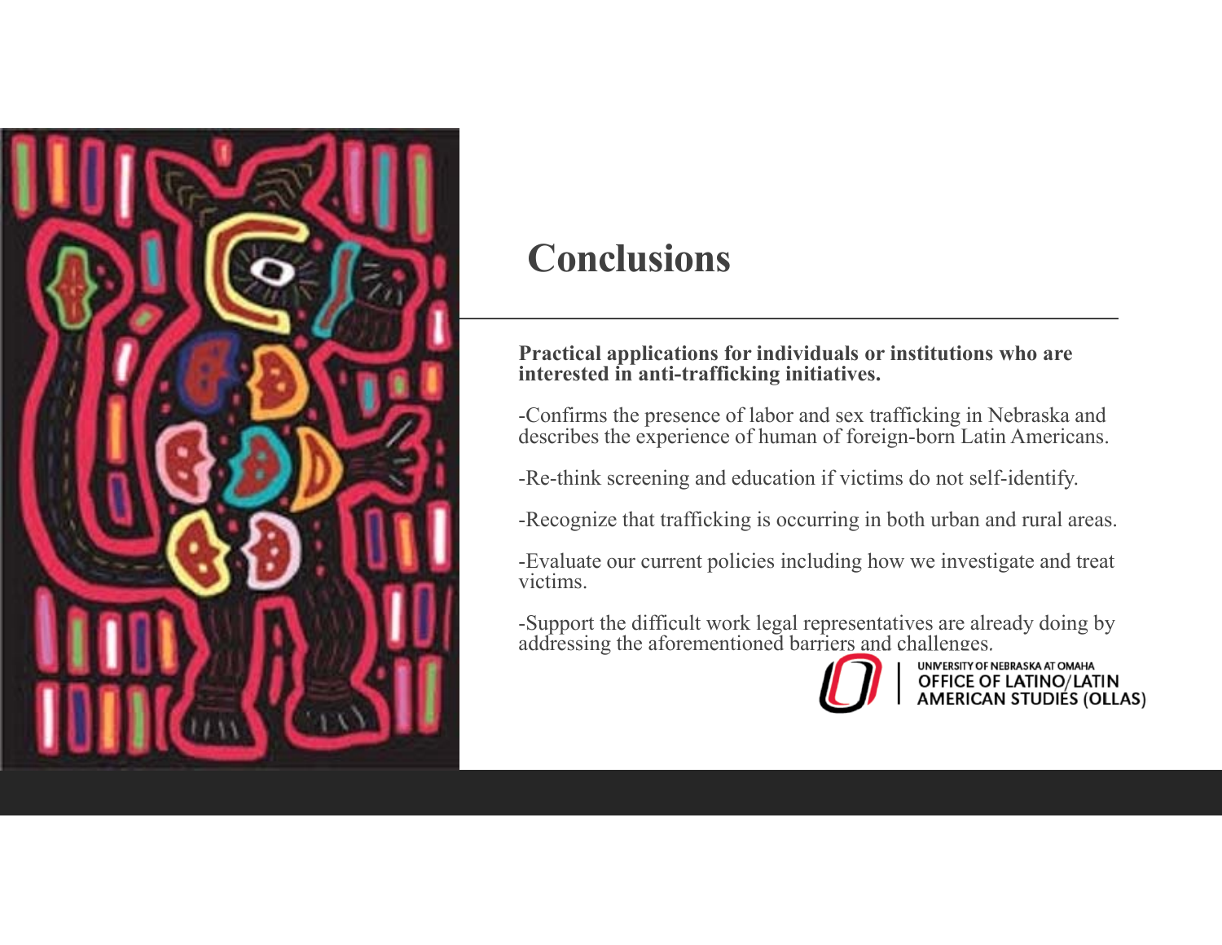# Conclusions

**Practical applications for individuals or institutions who are interested in anti-trafficking initiatives.**

-Confirms the presence of labor and sex trafficking in Nebraska and describes the experience of human of foreign-born Latin Americans.

-Re-think screening and education if victims do not self-identify.

-Recognize that trafficking is occurring in both urban and rural areas.

-Evaluate our current policies including how we investigate and treat victims.

-Support the difficult work legal representatives are already doing by addressing the aforementioned barriers and challenges.

UNIVERSITY OF NEBRASKA AT OMAHA
OFFICE OF LATINO/LATIN AMERICAN STUDIES (OLLAS)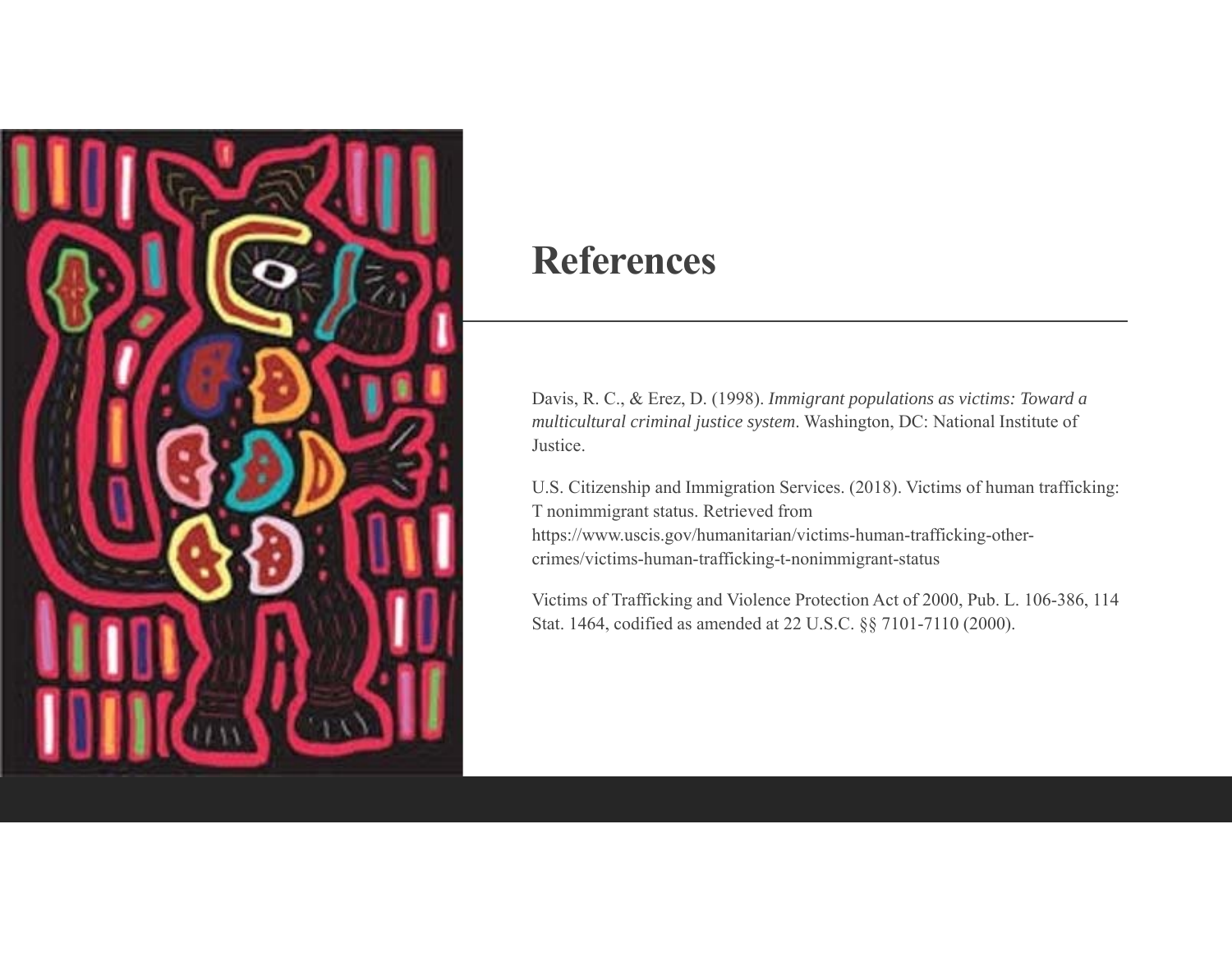# References

Davis, R. C., & Erez, D. (1998). *Immigrant populations as victims: Toward a multicultural criminal justice system*. Washington, DC: National Institute of Justice.

U.S. Citizenship and Immigration Services. (2018). Victims of human trafficking: T nonimmigrant status. Retrieved from https://www.uscis.gov/humanitarian/victims-human-trafficking-other-crimes/victims-human-trafficking-t-nonimmigrant-status

Victims of Trafficking and Violence Protection Act of 2000, Pub. L. 106-386, 114 Stat. 1464, codified as amended at 22 U.S.C. §§ 7101-7110 (2000).